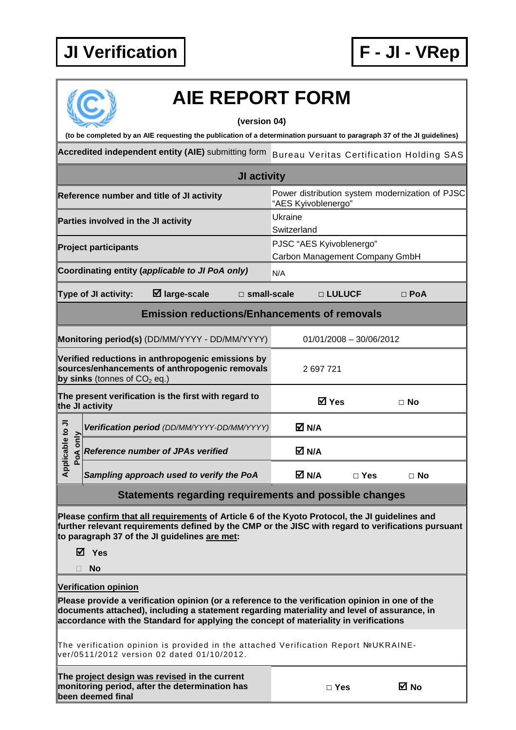**JI Verification** | **F - JI - VRep**

# AIE REPORT FORM

**(version 04)**

**(to be completed by an AIE requesting the publication of a determination pursuant to paragraph 37 of the JI guidelines)**

| **Accredited independent entity (AIE)** submitting form | Bureau Veritas Certification Holding SAS |
|---|---|

## JI activity

| | |
|---|---|
| **Reference number and title of JI activity** | Power distribution system modernization of PJSC "AES Kyivoblenergo" |
| **Parties involved in the JI activity** | Ukraine<br>Switzerland |
| **Project participants** | PJSC "AES Kyivoblenergo"<br>Carbon Management Company GmbH |
| **Coordinating entity (*applicable to JI PoA only*)** | N/A |
| **Type of JI activity:** | ☑ **large-scale** □ **small-scale** □ **LULUCF** □ **PoA** |

## Emission reductions/Enhancements of removals

| | | | |
|---|---|---|---|
| **Monitoring period(s)** (DD/MM/YYYY - DD/MM/YYYY) | 01/01/2008 – 30/06/2012 | | |
| **Verified reductions in anthropogenic emissions by sources/enhancements of anthropogenic removals by sinks** (tonnes of $CO_2$ eq.) | 2 697 721 | | |
| **The present verification is the first with regard to the JI activity** | ☑ **Yes** | □ **No** | |
| Applicable to JI PoA only: ***Verification period*** *(DD/MM/YYYY-DD/MM/YYYY)* | ☑ **N/A** | | |
| Applicable to JI PoA only: ***Reference number of JPAs verified*** | ☑ **N/A** | | |
| Applicable to JI PoA only: ***Sampling approach used to verify the PoA*** | ☑ **N/A** | □ **Yes** | □ **No** |

## Statements regarding requirements and possible changes

**Please confirm that all requirements of Article 6 of the Kyoto Protocol, the JI guidelines and further relevant requirements defined by the CMP or the JISC with regard to verifications pursuant to paragraph 37 of the JI guidelines are met:**

☑ **Yes**

□ **No**

**Verification opinion**

**Please provide a verification opinion (or a reference to the verification opinion in one of the documents attached), including a statement regarding materiality and level of assurance, in accordance with the Standard for applying the concept of materiality in verifications**

The verification opinion is provided in the attached Verification Report №UKRAINE-ver/0511/2012 version 02 dated 01/10/2012.

| | | |
|---|---|---|
| **The project design was revised in the current monitoring period, after the determination has been deemed final** | □ **Yes** | ☑ **No** |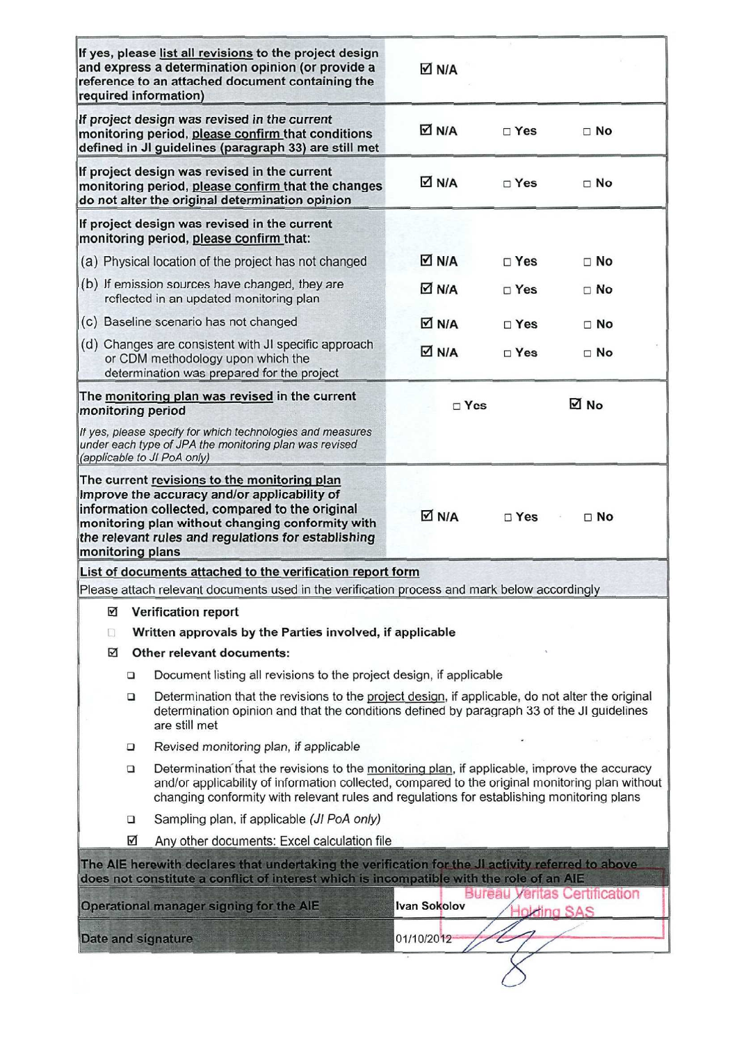| | | | |
|---|---|---|---|
| If yes, please list all revisions to the project design and express a determination opinion (or provide a reference to an attached document containing the required information) | ☑ N/A | | |
| If project design was revised in the current monitoring period, please confirm that conditions defined in JI guidelines (paragraph 33) are still met | ☑ N/A | □ Yes | □ No |
| If project design was revised in the current monitoring period, please confirm that the changes do not alter the original determination opinion | ☑ N/A | □ Yes | □ No |
| If project design was revised in the current monitoring period, please confirm that: | | | |
| (a) Physical location of the project has not changed | ☑ N/A | □ Yes | □ No |
| (b) If emission sources have changed, they are reflected in an updated monitoring plan | ☑ N/A | □ Yes | □ No |
| (c) Baseline scenario has not changed | ☑ N/A | □ Yes | □ No |
| (d) Changes are consistent with JI specific approach or CDM methodology upon which the determination was prepared for the project | ☑ N/A | □ Yes | □ No |
| The monitoring plan was revised in the current monitoring period<br>*If yes, please specify for which technologies and measures under each type of JPA the monitoring plan was revised (applicable to JI PoA only)* | □ Yes | | ☑ No |
| The current revisions to the monitoring plan improve the accuracy and/or applicability of information collected, compared to the original monitoring plan without changing conformity with the relevant rules and regulations for establishing monitoring plans | ☑ N/A | □ Yes | □ No |

**List of documents attached to the verification report form**

Please attach relevant documents used in the verification process and mark below accordingly

- ☑ **Verification report**
- □ **Written approvals by the Parties involved, if applicable**
- ☑ **Other relevant documents:**
  - □ Document listing all revisions to the project design, if applicable
  - □ Determination that the revisions to the project design, if applicable, do not alter the original determination opinion and that the conditions defined by paragraph 33 of the JI guidelines are still met
  - □ Revised monitoring plan, if applicable
  - □ Determination that the revisions to the monitoring plan, if applicable, improve the accuracy and/or applicability of information collected, compared to the original monitoring plan without changing conformity with relevant rules and regulations for establishing monitoring plans
  - □ Sampling plan, if applicable *(JI PoA only)*
  - ☑ Any other documents: Excel calculation file

**The AIE herewith declares that undertaking the verification for the JI activity referred to above does not constitute a conflict of interest which is incompatible with the role of an AIE**

| | |
|---|---|
| Operational manager signing for the AIE | Ivan Sokolov |
| Date and signature | 01/10/2012 |

Bureau Veritas Certification Holding SAS